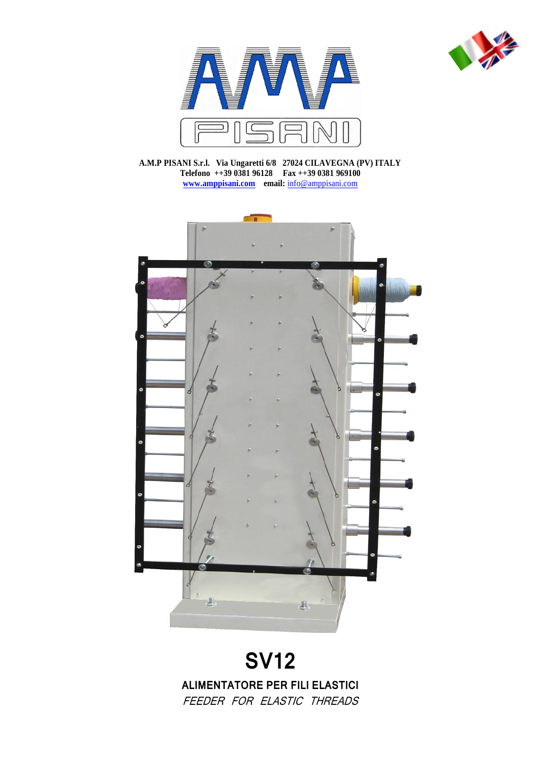A.M.P PISANI S.r.l. Via Ungaretti 6/8 27024 CILAVEGNA (PV) ITALY
Telefono ++39 0381 96128 Fax ++39 0381 969100
**www.amppisani.com** **email:** info@amppisani.com

# SV12

**ALIMENTATORE PER FILI ELASTICI**

*FEEDER FOR ELASTIC THREADS*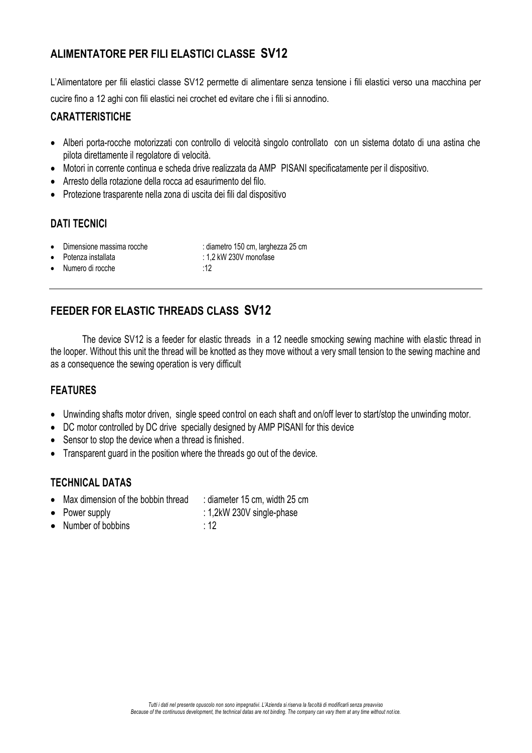## ALIMENTATORE PER FILI ELASTICI CLASSE **SV12**

L'Alimentatore per fili elastici classe SV12 permette di alimentare senza tensione i fili elastici verso una macchina per cucire fino a 12 aghi con fili elastici nei crochet ed evitare che i fili si annodino.

### CARATTERISTICHE

- Alberi porta-rocche motorizzati con controllo di velocità singolo controllato con un sistema dotato di una astina che pilota direttamente il regolatore di velocità.
- Motori in corrente continua e scheda drive realizzata da AMP PISANI specificatamente per il dispositivo.
- Arresto della rotazione della rocca ad esaurimento del filo.
- Protezione trasparente nella zona di uscita dei fili dal dispositivo

### DATI TECNICI

- Dimensione massima rocche : diametro 150 cm, larghezza 25 cm
- Potenza installata : 1,2 kW 230V monofase
- Numero di rocche :12

---

## FEEDER FOR ELASTIC THREADS CLASS **SV12**

The device SV12 is a feeder for elastic threads in a 12 needle smocking sewing machine with elastic thread in the looper. Without this unit the thread will be knotted as they move without a very small tension to the sewing machine and as a consequence the sewing operation is very difficult

### FEATURES

- Unwinding shafts motor driven, single speed control on each shaft and on/off lever to start/stop the unwinding motor.
- DC motor controlled by DC drive specially designed by AMP PISANI for this device
- Sensor to stop the device when a thread is finished.
- Transparent guard in the position where the threads go out of the device.

### TECHNICAL DATAS

- Max dimension of the bobbin thread : diameter 15 cm, width 25 cm
- Power supply : 1,2kW 230V single-phase
- Number of bobbins : 12

*Tutti i dati nel presente opuscolo non sono impegnativi. L'Azienda si riserva la facoltà di modificarli senza preavviso*
*Because of the continuous development, the technical datas are not binding. The company can vary them at any time without notice.*